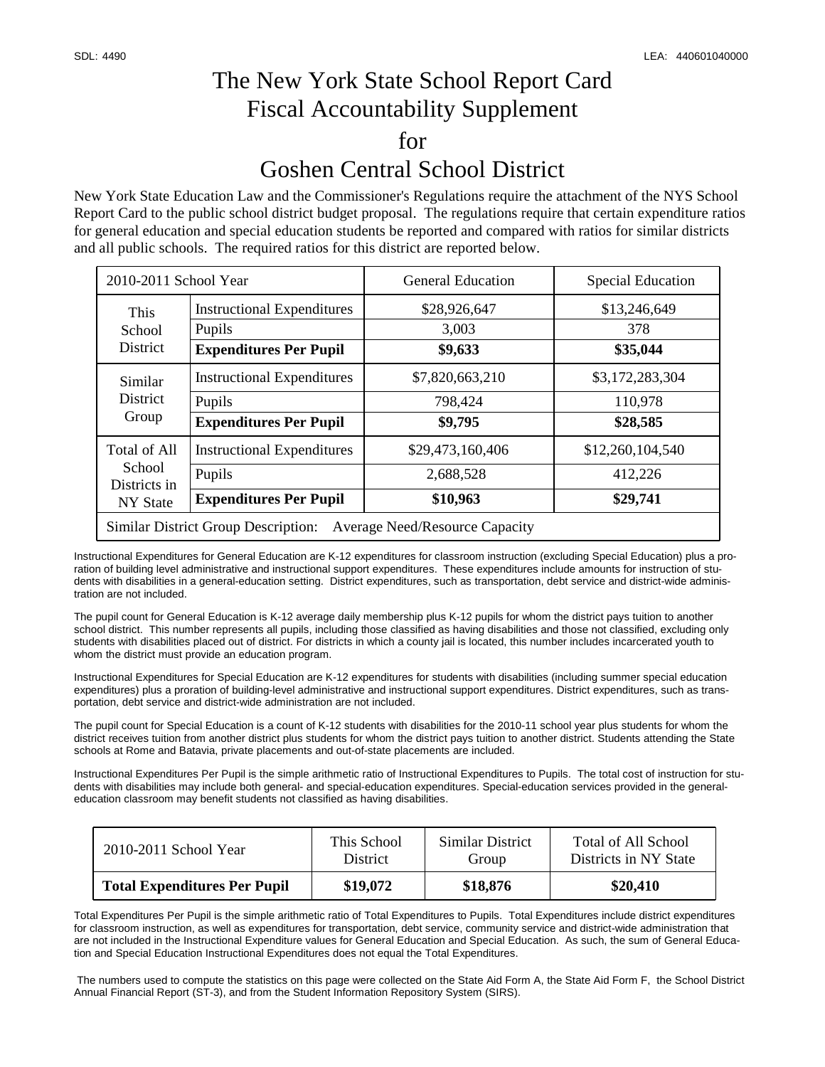# The New York State School Report Card Fiscal Accountability Supplement for Goshen Central School District

New York State Education Law and the Commissioner's Regulations require the attachment of the NYS School Report Card to the public school district budget proposal. The regulations require that certain expenditure ratios for general education and special education students be reported and compared with ratios for similar districts and all public schools. The required ratios for this district are reported below.

| 2010-2011 School Year | | General Education | Special Education |
|---|---|---|---|
| This School District | Instructional Expenditures | $28,926,647 | $13,246,649 |
| | Pupils | 3,003 | 378 |
| | **Expenditures Per Pupil** | **$9,633** | **$35,044** |
| Similar District Group | Instructional Expenditures | $7,820,663,210 | $3,172,283,304 |
| | Pupils | 798,424 | 110,978 |
| | **Expenditures Per Pupil** | **$9,795** | **$28,585** |
| Total of All School Districts in NY State | Instructional Expenditures | $29,473,160,406 | $12,260,104,540 |
| | Pupils | 2,688,528 | 412,226 |
| | **Expenditures Per Pupil** | **$10,963** | **$29,741** |
| Similar District Group Description: Average Need/Resource Capacity | | | |

Instructional Expenditures for General Education are K-12 expenditures for classroom instruction (excluding Special Education) plus a proration of building level administrative and instructional support expenditures. These expenditures include amounts for instruction of students with disabilities in a general-education setting. District expenditures, such as transportation, debt service and district-wide administration are not included.

The pupil count for General Education is K-12 average daily membership plus K-12 pupils for whom the district pays tuition to another school district. This number represents all pupils, including those classified as having disabilities and those not classified, excluding only students with disabilities placed out of district. For districts in which a county jail is located, this number includes incarcerated youth to whom the district must provide an education program.

Instructional Expenditures for Special Education are K-12 expenditures for students with disabilities (including summer special education expenditures) plus a proration of building-level administrative and instructional support expenditures. District expenditures, such as transportation, debt service and district-wide administration are not included.

The pupil count for Special Education is a count of K-12 students with disabilities for the 2010-11 school year plus students for whom the district receives tuition from another district plus students for whom the district pays tuition to another district. Students attending the State schools at Rome and Batavia, private placements and out-of-state placements are included.

Instructional Expenditures Per Pupil is the simple arithmetic ratio of Instructional Expenditures to Pupils. The total cost of instruction for students with disabilities may include both general- and special-education expenditures. Special-education services provided in the general-education classroom may benefit students not classified as having disabilities.

| 2010-2011 School Year | This School District | Similar District Group | Total of All School Districts in NY State |
|---|---|---|---|
| **Total Expenditures Per Pupil** | **$19,072** | **$18,876** | **$20,410** |

Total Expenditures Per Pupil is the simple arithmetic ratio of Total Expenditures to Pupils. Total Expenditures include district expenditures for classroom instruction, as well as expenditures for transportation, debt service, community service and district-wide administration that are not included in the Instructional Expenditure values for General Education and Special Education. As such, the sum of General Education and Special Education Instructional Expenditures does not equal the Total Expenditures.

The numbers used to compute the statistics on this page were collected on the State Aid Form A, the State Aid Form F, the School District Annual Financial Report (ST-3), and from the Student Information Repository System (SIRS).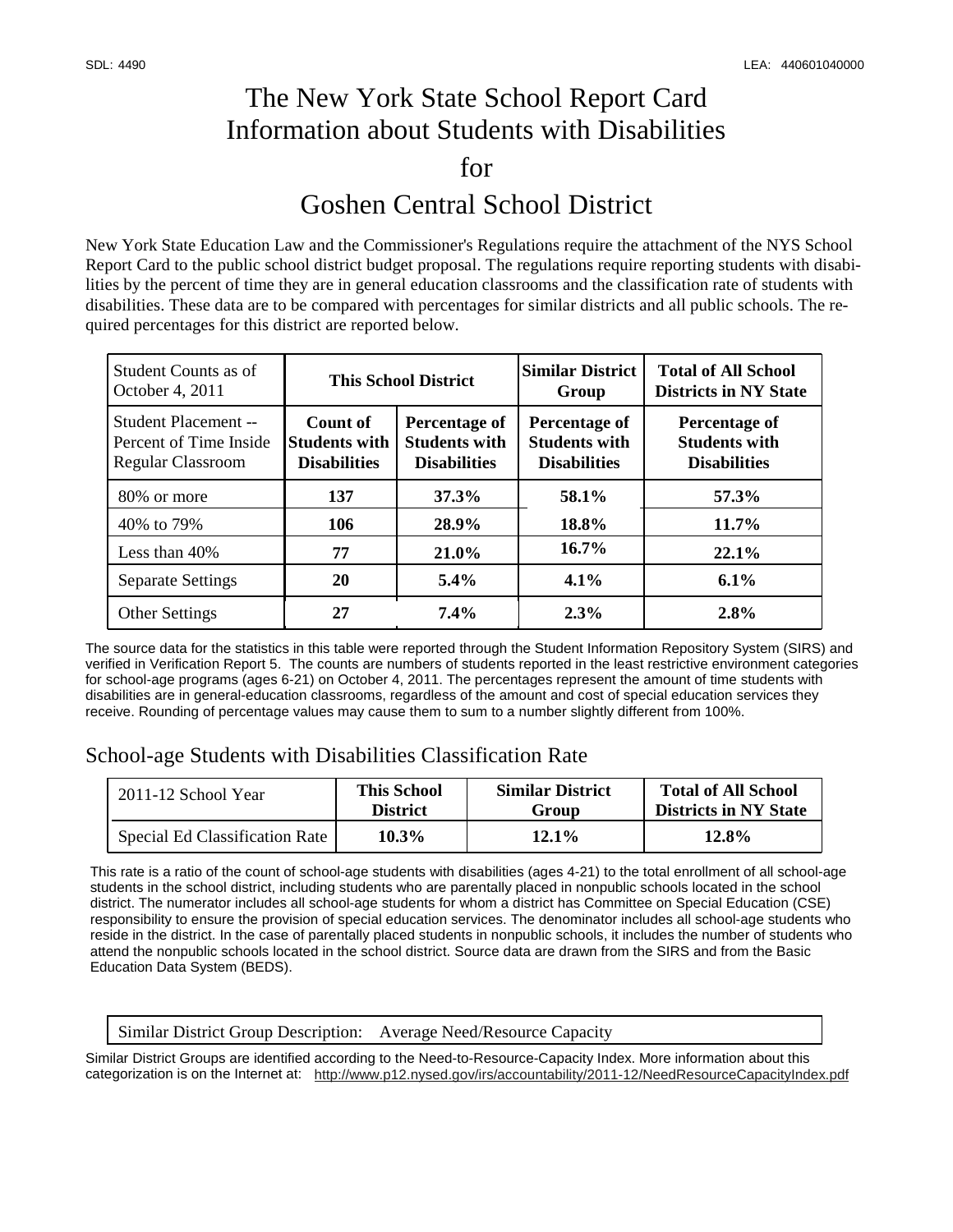SDL: 4490 LEA: 440601040000

# The New York State School Report Card Information about Students with Disabilities for Goshen Central School District

New York State Education Law and the Commissioner's Regulations require the attachment of the NYS School Report Card to the public school district budget proposal. The regulations require reporting students with disabilities by the percent of time they are in general education classrooms and the classification rate of students with disabilities. These data are to be compared with percentages for similar districts and all public schools. The required percentages for this district are reported below.

| Student Counts as of October 4, 2011 | This School District | | Similar District Group | Total of All School Districts in NY State |
|---|---|---|---|---|
| Student Placement -- Percent of Time Inside Regular Classroom | Count of Students with Disabilities | Percentage of Students with Disabilities | Percentage of Students with Disabilities | Percentage of Students with Disabilities |
| 80% or more | 137 | 37.3% | 58.1% | 57.3% |
| 40% to 79% | 106 | 28.9% | 18.8% | 11.7% |
| Less than 40% | 77 | 21.0% | 16.7% | 22.1% |
| Separate Settings | 20 | 5.4% | 4.1% | 6.1% |
| Other Settings | 27 | 7.4% | 2.3% | 2.8% |

The source data for the statistics in this table were reported through the Student Information Repository System (SIRS) and verified in Verification Report 5. The counts are numbers of students reported in the least restrictive environment categories for school-age programs (ages 6-21) on October 4, 2011. The percentages represent the amount of time students with disabilities are in general-education classrooms, regardless of the amount and cost of special education services they receive. Rounding of percentage values may cause them to sum to a number slightly different from 100%.

## School-age Students with Disabilities Classification Rate

| 2011-12 School Year | This School District | Similar District Group | Total of All School Districts in NY State |
|---|---|---|---|
| Special Ed Classification Rate | 10.3% | 12.1% | 12.8% |

This rate is a ratio of the count of school-age students with disabilities (ages 4-21) to the total enrollment of all school-age students in the school district, including students who are parentally placed in nonpublic schools located in the school district. The numerator includes all school-age students for whom a district has Committee on Special Education (CSE) responsibility to ensure the provision of special education services. The denominator includes all school-age students who reside in the district. In the case of parentally placed students in nonpublic schools, it includes the number of students who attend the nonpublic schools located in the school district. Source data are drawn from the SIRS and from the Basic Education Data System (BEDS).

Similar District Group Description: Average Need/Resource Capacity

Similar District Groups are identified according to the Need-to-Resource-Capacity Index. More information about this categorization is on the Internet at: http://www.p12.nysed.gov/irs/accountability/2011-12/NeedResourceCapacityIndex.pdf